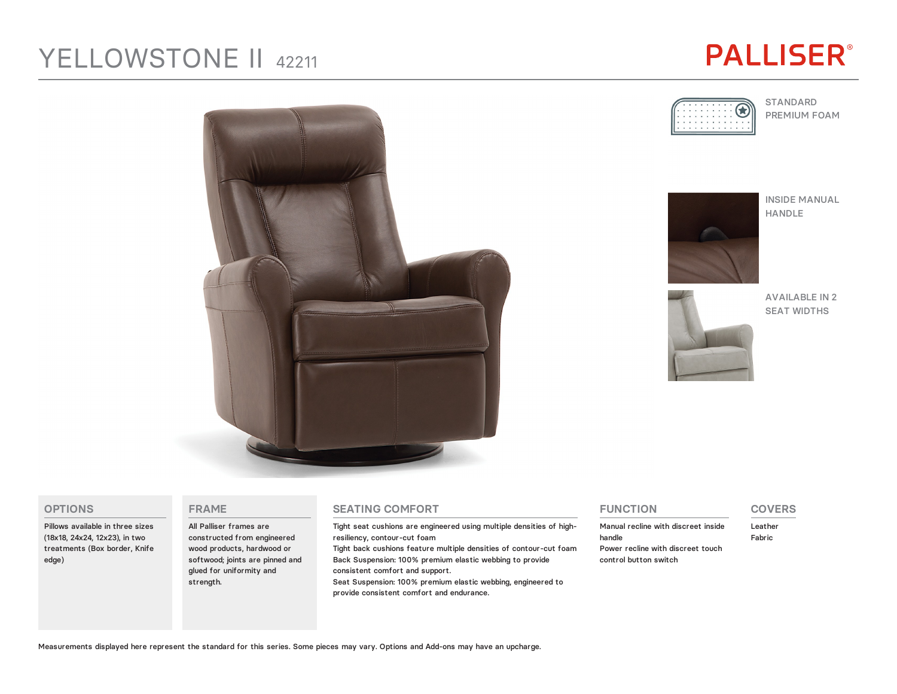# YELLOWSTONE II 42211

PALLISER®

STANDARD PREMIUM FOAM

INSIDE MANUAL HANDLE

AVAILABLE IN 2 SEAT WIDTHS

## OPTIONS

Pillows available in three sizes (18x18, 24x24, 12x23), in two treatments (Box border, Knife edge)

## FRAME

All Palliser frames are constructed from engineered wood products, hardwood or softwood; joints are pinned and glued for uniformity and strength.

## SEATING COMFORT

Tight seat cushions are engineered using multiple densities of high-resiliency, contour-cut foam

Tight back cushions feature multiple densities of contour-cut foam

Back Suspension: 100% premium elastic webbing to provide consistent comfort and support.

Seat Suspension: 100% premium elastic webbing, engineered to provide consistent comfort and endurance.

## FUNCTION

Manual recline with discreet inside handle

Power recline with discreet touch control button switch

## COVERS

Leather

Fabric

Measurements displayed here represent the standard for this series. Some pieces may vary. Options and Add-ons may have an upcharge.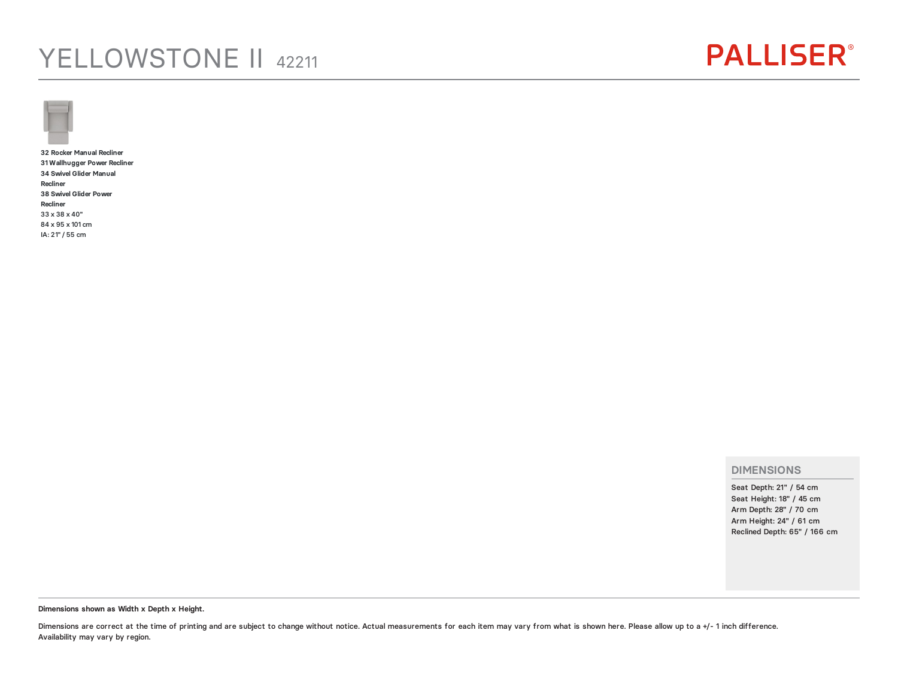# YELLOWSTONE II 42211

PALLISER®

**32 Rocker Manual Recliner**
**31 Wallhugger Power Recliner**
**34 Swivel Glider Manual Recliner**
**38 Swivel Glider Power Recliner**
33 x 38 x 40"
84 x 95 x 101 cm
IA: 21" / 55 cm

## DIMENSIONS

Seat Depth: 21" / 54 cm
Seat Height: 18" / 45 cm
Arm Depth: 28" / 70 cm
Arm Height: 24" / 61 cm
Reclined Depth: 65" / 166 cm

**Dimensions shown as Width x Depth x Height.**

Dimensions are correct at the time of printing and are subject to change without notice. Actual measurements for each item may vary from what is shown here. Please allow up to a +/- 1 inch difference.
Availability may vary by region.